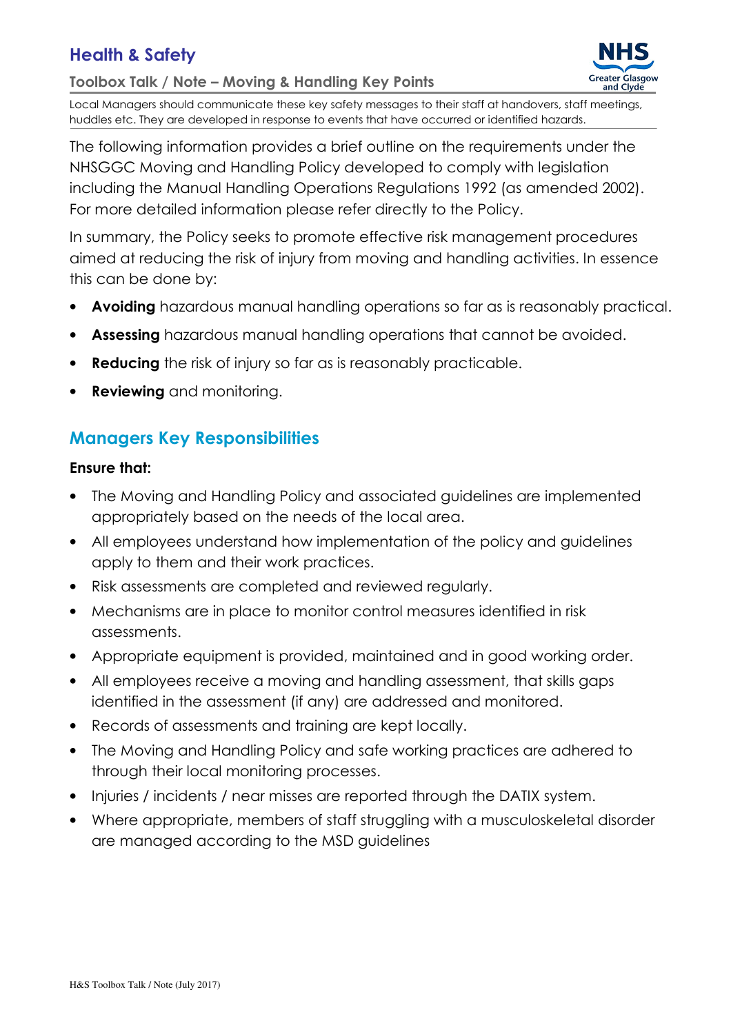# Health & Safety

## Toolbox Talk / Note – Moving & Handling Key Points

Local Managers should communicate these key safety messages to their staff at handovers, staff meetings, huddles etc. They are developed in response to events that have occurred or identified hazards.

The following information provides a brief outline on the requirements under the NHSGGC Moving and Handling Policy developed to comply with legislation including the Manual Handling Operations Regulations 1992 (as amended 2002). For more detailed information please refer directly to the Policy.

In summary, the Policy seeks to promote effective risk management procedures aimed at reducing the risk of injury from moving and handling activities. In essence this can be done by:

- **Avoiding** hazardous manual handling operations so far as is reasonably practical.
- **Assessing** hazardous manual handling operations that cannot be avoided.
- **Reducing** the risk of injury so far as is reasonably practicable.
- **Reviewing** and monitoring.

## Managers Key Responsibilities

**Ensure that:**

- The Moving and Handling Policy and associated guidelines are implemented appropriately based on the needs of the local area.
- All employees understand how implementation of the policy and guidelines apply to them and their work practices.
- Risk assessments are completed and reviewed regularly.
- Mechanisms are in place to monitor control measures identified in risk assessments.
- Appropriate equipment is provided, maintained and in good working order.
- All employees receive a moving and handling assessment, that skills gaps identified in the assessment (if any) are addressed and monitored.
- Records of assessments and training are kept locally.
- The Moving and Handling Policy and safe working practices are adhered to through their local monitoring processes.
- Injuries / incidents / near misses are reported through the DATIX system.
- Where appropriate, members of staff struggling with a musculoskeletal disorder are managed according to the MSD guidelines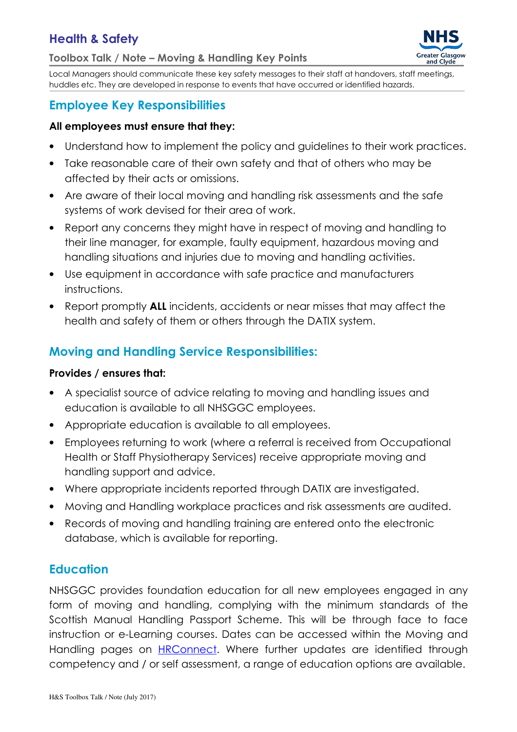# Health & Safety

### Toolbox Talk / Note – Moving & Handling Key Points

Local Managers should communicate these key safety messages to their staff at handovers, staff meetings, huddles etc. They are developed in response to events that have occurred or identified hazards.

## Employee Key Responsibilities

**All employees must ensure that they:**

- Understand how to implement the policy and guidelines to their work practices.
- Take reasonable care of their own safety and that of others who may be affected by their acts or omissions.
- Are aware of their local moving and handling risk assessments and the safe systems of work devised for their area of work.
- Report any concerns they might have in respect of moving and handling to their line manager, for example, faulty equipment, hazardous moving and handling situations and injuries due to moving and handling activities.
- Use equipment in accordance with safe practice and manufacturers instructions.
- Report promptly **ALL** incidents, accidents or near misses that may affect the health and safety of them or others through the DATIX system.

## Moving and Handling Service Responsibilities:

**Provides / ensures that:**

- A specialist source of advice relating to moving and handling issues and education is available to all NHSGGC employees.
- Appropriate education is available to all employees.
- Employees returning to work (where a referral is received from Occupational Health or Staff Physiotherapy Services) receive appropriate moving and handling support and advice.
- Where appropriate incidents reported through DATIX are investigated.
- Moving and Handling workplace practices and risk assessments are audited.
- Records of moving and handling training are entered onto the electronic database, which is available for reporting.

## Education

NHSGGC provides foundation education for all new employees engaged in any form of moving and handling, complying with the minimum standards of the Scottish Manual Handling Passport Scheme. This will be through face to face instruction or e-Learning courses. Dates can be accessed within the Moving and Handling pages on HRConnect. Where further updates are identified through competency and / or self assessment, a range of education options are available.